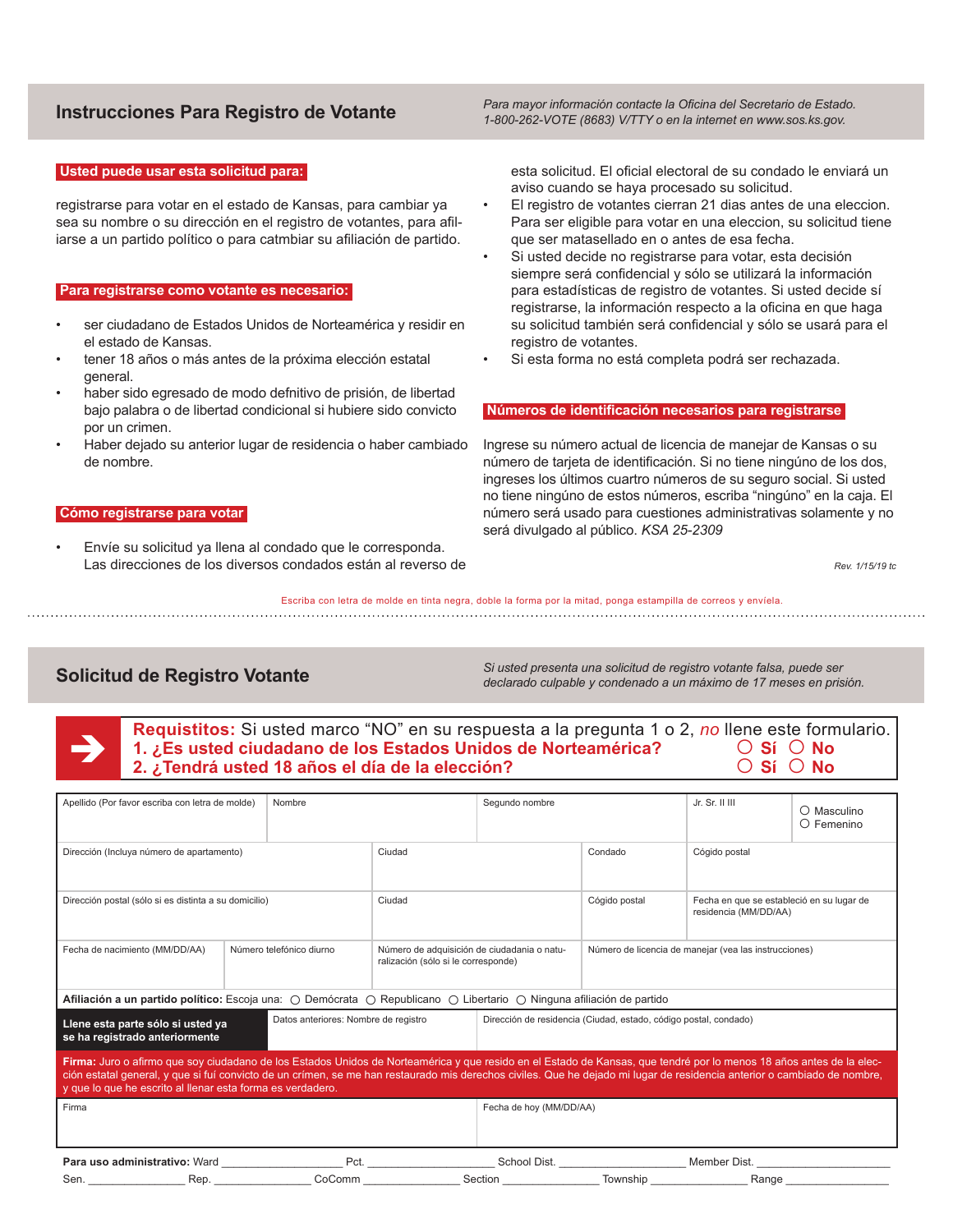## Instrucciones Para Registro de Votante

*Para mayor información contacte la Oficina del Secretario de Estado. 1-800-262-VOTE (8683) V/TTY o en la internet en www.sos.ks.gov.*

**Usted puede usar esta solicitud para:**

registrarse para votar en el estado de Kansas, para cambiar ya sea su nombre o su dirección en el registro de votantes, para afiliarse a un partido político o para catmbiar su afiliación de partido.

**Para registrarse como votante es necesario:**

- ser ciudadano de Estados Unidos de Norteamérica y residir en el estado de Kansas.
- tener 18 años o más antes de la próxima elección estatal general.
- haber sido egresado de modo defnitivo de prisión, de libertad bajo palabra o de libertad condicional si hubiere sido convicto por un crimen.
- Haber dejado su anterior lugar de residencia o haber cambiado de nombre.

**Cómo registrarse para votar**

- Envíe su solicitud ya llena al condado que le corresponda. Las direcciones de los diversos condados están al reverso de esta solicitud. El oficial electoral de su condado le enviará un aviso cuando se haya procesado su solicitud.
- El registro de votantes cierran 21 dias antes de una eleccion. Para ser eligible para votar en una eleccion, su solicitud tiene que ser matasellado en o antes de esa fecha.
- Si usted decide no registrarse para votar, esta decisión siempre será confidencial y sólo se utilizará la información para estadísticas de registro de votantes. Si usted decide sí registrarse, la información respecto a la oficina en que haga su solicitud también será confidencial y sólo se usará para el registro de votantes.
- Si esta forma no está completa podrá ser rechazada.

**Números de identificación necesarios para registrarse**

Ingrese su número actual de licencia de manejar de Kansas o su número de tarjeta de identificación. Si no tiene ningúno de los dos, ingreses los últimos cuartro números de su seguro social. Si usted no tiene ningúno de estos números, escriba "ningúno" en la caja. El número será usado para cuestiones administrativas solamente y no será divulgado al público. *KSA 25-2309*

*Rev. 1/15/19 tc*

Escriba con letra de molde en tinta negra, doble la forma por la mitad, ponga estampilla de correos y envíela.

## Solicitud de Registro Votante

*Si usted presenta una solicitud de registro votante falsa, puede ser declarado culpable y condenado a un máximo de 17 meses en prisión.*

**Requistitos:** Si usted marco "NO" en su respuesta a la pregunta 1 o 2, *no* llene este formulario.

**1. ¿Es usted ciudadano de los Estados Unidos de Norteamérica?** ○ Sí ○ No

**2. ¿Tendrá usted 18 años el día de la elección?** ○ Sí ○ No

| Apellido (Por favor escriba con letra de molde) | Nombre | Segundo nombre | Jr. Sr. II III | ○ Masculino ○ Femenino |
|---|---|---|---|---|
| Dirección (Incluya número de apartamento) | Ciudad | Condado | Cógido postal | |
| Dirección postal (sólo si es distinta a su domicilio) | Ciudad | Cógido postal | Fecha en que se estableció en su lugar de residencia (MM/DD/AA) | |
| Fecha de nacimiento (MM/DD/AA) | Número telefónico diurno | Número de adquisición de ciudadania o naturalización (sólo si le corresponde) | Número de licencia de manejar (vea las instrucciones) | |

**Afiliación a un partido político:** Escoja una: ○ Demócrata ○ Republicano ○ Libertario ○ Ninguna afiliación de partido

| **Llene esta parte sólo si usted ya se ha registrado anteriormente** | Datos anteriores: Nombre de registro | Dirección de residencia (Ciudad, estado, código postal, condado) |
|---|---|---|

**Firma:** Juro o afirmo que soy ciudadano de los Estados Unidos de Norteamérica y que resido en el Estado de Kansas, que tendré por lo menos 18 años antes de la elección estatal general, y que si fuí convicto de un crimen, se me han restaurado mis derechos civiles. Que he dejado mi lugar de residencia anterior o cambiado de nombre, y que lo que he escrito al llenar esta forma es verdadero.

| Firma | Fecha de hoy (MM/DD/AA) |
|---|---|

**Para uso administrativo:** Ward __________ Pct. __________ School Dist. __________ Member Dist. __________

Sen. __________ Rep. __________ CoComm __________ Section __________ Township __________ Range __________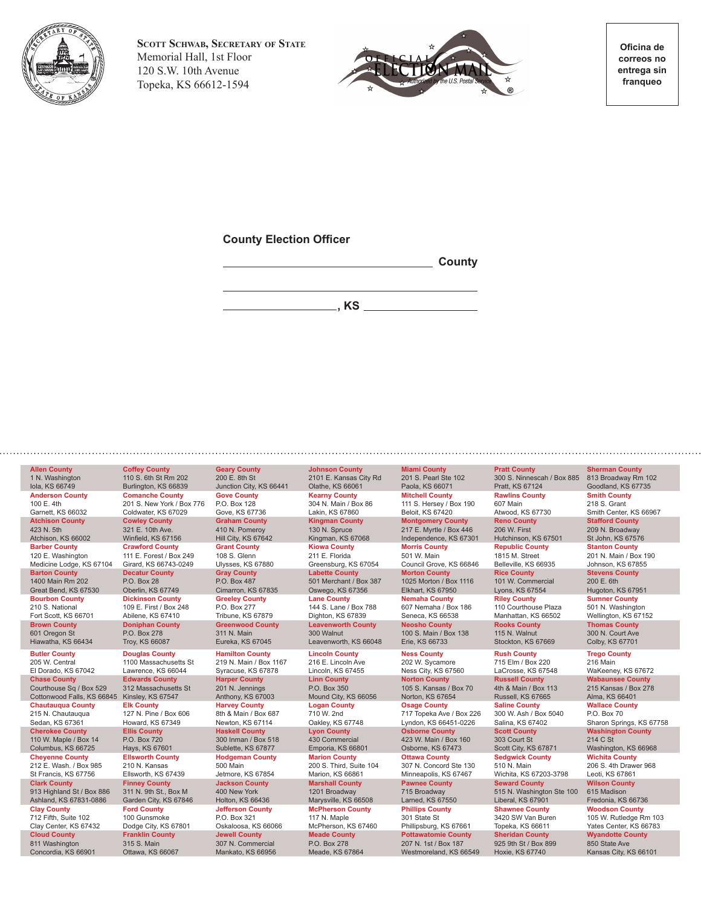**Scott Schwab, Secretary of State**
Memorial Hall, 1st Floor
120 S.W. 10th Avenue
Topeka, KS 66612-1594

OFFICIAL ELECTION MAIL
Authorized by the U.S. Postal Service

Oficina de correos no entrega sin franqueo

**County Election Officer**

\_\_\_\_\_\_\_\_\_\_\_\_\_\_\_\_\_\_\_\_\_\_\_\_\_\_\_\_ **County**

\_\_\_\_\_\_\_\_\_\_\_\_\_\_\_\_\_\_\_\_\_\_\_\_\_\_\_\_\_\_\_\_\_\_\_\_

\_\_\_\_\_\_\_\_\_\_\_\_\_\_\_\_, **KS** \_\_\_\_\_\_\_\_\_\_\_\_\_\_\_\_

| | | | | | | |
|---|---|---|---|---|---|---|
| **Allen County**<br>1 N. Washington<br>Iola, KS 66749 | **Coffey County**<br>110 S. 6th St Rm 202<br>Burlington, KS 66839 | **Geary County**<br>200 E. 8th St<br>Junction City, KS 66441 | **Johnson County**<br>2101 E. Kansas City Rd<br>Olathe, KS 66061 | **Miami County**<br>201 S. Pearl Ste 102<br>Paola, KS 66071 | **Pratt County**<br>300 S. Ninnescah / Box 885<br>Pratt, KS 67124 | **Sherman County**<br>813 Broadway Rm 102<br>Goodland, KS 67735 |
| **Anderson County**<br>100 E. 4th<br>Garnett, KS 66032 | **Comanche County**<br>201 S. New York / Box 776<br>Coldwater, KS 67029 | **Gove County**<br>P.O. Box 128<br>Gove, KS 67736 | **Kearny County**<br>304 N. Main / Box 86<br>Lakin, KS 67860 | **Mitchell County**<br>111 S. Hersey / Box 190<br>Beloit, KS 67420 | **Rawlins County**<br>607 Main<br>Atwood, KS 67730 | **Smith County**<br>218 S. Grant<br>Smith Center, KS 66967 |
| **Atchison County**<br>423 N. 5th<br>Atchison, KS 66002 | **Cowley County**<br>321 E. 10th Ave.<br>Winfield, KS 67156 | **Graham County**<br>410 N. Pomeroy<br>Hill City, KS 67642 | **Kingman County**<br>130 N. Spruce<br>Kingman, KS 67068 | **Montgomery County**<br>217 E. Myrtle / Box 446<br>Independence, KS 67301 | **Reno County**<br>206 W. First<br>Hutchinson, KS 67501 | **Stafford County**<br>209 N. Broadway<br>St John, KS 67576 |
| **Barber County**<br>120 E. Washington<br>Medicine Lodge, KS 67104 | **Crawford County**<br>111 E. Forest / Box 249<br>Girard, KS 66743-0249 | **Grant County**<br>108 S. Glenn<br>Ulysses, KS 67880 | **Kiowa County**<br>211 E. Florida<br>Greensburg, KS 67054 | **Morris County**<br>501 W. Main<br>Council Grove, KS 66846 | **Republic County**<br>1815 M. Street<br>Belleville, KS 66935 | **Stanton County**<br>201 N. Main / Box 190<br>Johnson, KS 67855 |
| **Barton County**<br>1400 Main Rm 202<br>Great Bend, KS 67530 | **Decatur County**<br>120 E. Hall<br>Oberlin, KS 67749 | **Gray County**<br>P.O. Box 487<br>Cimarron, KS 67835 | **Labette County**<br>501 Merchant / Box 387<br>Oswego, KS 67356 | **Morton County**<br>1025 Morton / Box 1116<br>Elkhart, KS 67950 | **Rice County**<br>101 W. Commercial<br>Lyons, KS 67554 | **Stevens County**<br>200 E. 6th<br>Hugoton, KS 67951 |
| **Bourbon County**<br>210 S. National<br>Fort Scott, KS 66701 | **Dickinson County**<br>109 E. First / Box 248<br>Abilene, KS 67410 | **Greeley County**<br>P.O. Box 277<br>Tribune, KS 67879 | **Lane County**<br>144 S. Lane / Box 788<br>Dighton, KS 67839 | **Nemaha County**<br>607 Nemaha / Box 186<br>Seneca, KS 66538 | **Riley County**<br>110 Courthouse Plaza<br>Manhattan, KS 66502 | **Sumner County**<br>501 N. Washington<br>Wellington, KS 67152 |
| **Brown County**<br>601 Oregon St<br>Hiawatha, KS 66434 | **Doniphan County**<br>P.O. Box 278<br>Troy, KS 66087 | **Greenwood County**<br>311 N. Main<br>Eureka, KS 67045 | **Leavenworth County**<br>300 Walnut<br>Leavenworth, KS 66048 | **Neosho County**<br>100 S. Main / Box 138<br>Erie, KS 66733 | **Rooks County**<br>115 N. Walnut<br>Stockton, KS 67669 | **Thomas County**<br>300 N. Court Ave<br>Colby, KS 67701 |
| **Butler County**<br>205 W. Central<br>El Dorado, KS 67042 | **Douglas County**<br>1100 Massachusetts St<br>Lawrence, KS 66044 | **Hamilton County**<br>219 N. Main / Box 1167<br>Syracuse, KS 67878 | **Lincoln County**<br>216 E. Lincoln Ave<br>Lincoln, KS 67455 | **Ness County**<br>202 W. Sycamore<br>Ness City, KS 67560 | **Rush County**<br>715 Elm / Box 220<br>LaCrosse, KS 67548 | **Trego County**<br>216 Main<br>WaKeeney, KS 67672 |
| **Chase County**<br>Courthouse Sq / Box 529<br>Cottonwood Falls, KS 66845 | **Edwards County**<br>312 Massachusetts St<br>Kinsley, KS 67547 | **Harper County**<br>201 N. Jennings<br>Anthony, KS 67003 | **Linn County**<br>P.O. Box 350<br>Mound City, KS 66056 | **Norton County**<br>105 S. Kansas / Box 70<br>Norton, KS 67654 | **Russell County**<br>4th & Main / Box 113<br>Russell, KS 67665 | **Wabaunsee County**<br>215 Kansas / Box 278<br>Alma, KS 66401 |
| **Chautauqua County**<br>215 N. Chautauqua<br>Sedan, KS 67361 | **Elk County**<br>127 N. Pine / Box 606<br>Howard, KS 67349 | **Harvey County**<br>8th & Main / Box 687<br>Newton, KS 67114 | **Logan County**<br>710 W. 2nd<br>Oakley, KS 67748 | **Osage County**<br>717 Topeka Ave / Box 226<br>Lyndon, KS 66451-0226 | **Saline County**<br>300 W. Ash / Box 5040<br>Salina, KS 67402 | **Wallace County**<br>P.O. Box 70<br>Sharon Springs, KS 67758 |
| **Cherokee County**<br>110 W. Maple / Box 14<br>Columbus, KS 66725 | **Ellis County**<br>P.O. Box 720<br>Hays, KS 67601 | **Haskell County**<br>300 Inman / Box 518<br>Sublette, KS 67877 | **Lyon County**<br>430 Commercial<br>Emporia, KS 66801 | **Osborne County**<br>423 W. Main / Box 160<br>Osborne, KS 67473 | **Scott County**<br>303 Court St<br>Scott City, KS 67871 | **Washington County**<br>214 C St<br>Washington, KS 66968 |
| **Cheyenne County**<br>212 E. Wash. / Box 985<br>St Francis, KS 67756 | **Ellsworth County**<br>210 N. Kansas<br>Ellsworth, KS 67439 | **Hodgeman County**<br>500 Main<br>Jetmore, KS 67854 | **Marion County**<br>200 S. Third, Suite 104<br>Marion, KS 66861 | **Ottawa County**<br>307 N. Concord Ste 130<br>Minneapolis, KS 67467 | **Sedgwick County**<br>510 N. Main<br>Wichita, KS 67203-3798 | **Wichita County**<br>206 S. 4th Drawer 968<br>Leoti, KS 67861 |
| **Clark County**<br>913 Highland St / Box 886<br>Ashland, KS 67831-0886 | **Finney County**<br>311 N. 9th St., Box M<br>Garden City, KS 67846 | **Jackson County**<br>400 New York<br>Holton, KS 66436 | **Marshall County**<br>1201 Broadway<br>Marysville, KS 66508 | **Pawnee County**<br>715 Broadway<br>Larned, KS 67550 | **Seward County**<br>515 N. Washington Ste 100<br>Liberal, KS 67901 | **Wilson County**<br>615 Madison<br>Fredonia, KS 66736 |
| **Clay County**<br>712 Fifth, Suite 102<br>Clay Center, KS 67432 | **Ford County**<br>100 Gunsmoke<br>Dodge City, KS 67801 | **Jefferson County**<br>P.O. Box 321<br>Oskaloosa, KS 66066 | **McPherson County**<br>117 N. Maple<br>McPherson, KS 67460 | **Phillips County**<br>301 State St<br>Phillipsburg, KS 67661 | **Shawnee County**<br>3420 SW Van Buren<br>Topeka, KS 66611 | **Woodson County**<br>105 W. Rutledge Rm 103<br>Yates Center, KS 66783 |
| **Cloud County**<br>811 Washington<br>Concordia, KS 66901 | **Franklin County**<br>315 S. Main<br>Ottawa, KS 66067 | **Jewell County**<br>307 N. Commercial<br>Mankato, KS 66956 | **Meade County**<br>P.O. Box 278<br>Meade, KS 67864 | **Pottawatomie County**<br>207 N. 1st / Box 187<br>Westmoreland, KS 66549 | **Sheridan County**<br>925 9th St / Box 899<br>Hoxie, KS 67740 | **Wyandotte County**<br>850 State Ave<br>Kansas City, KS 66101 |